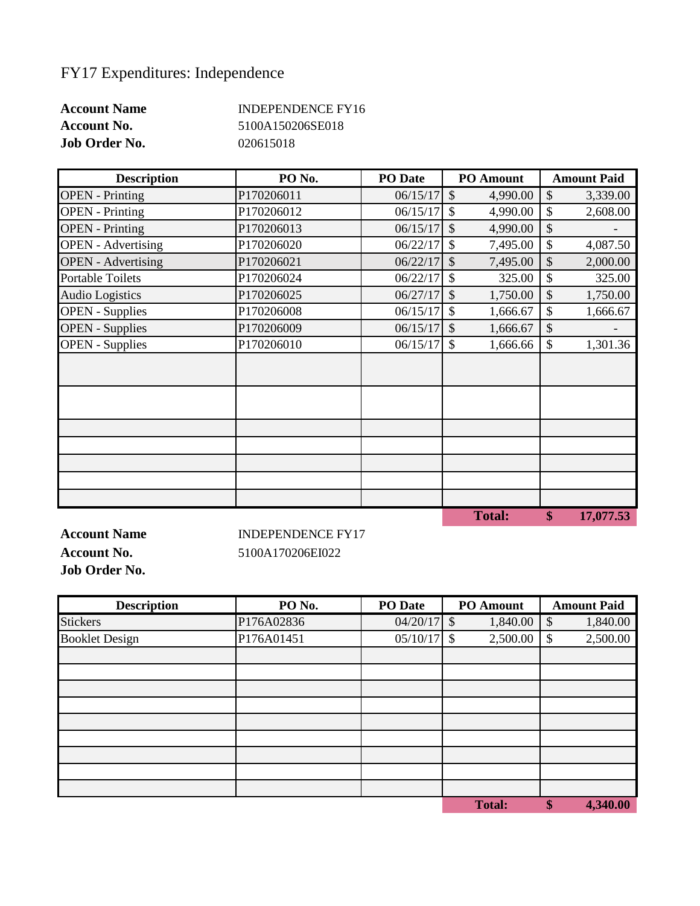# FY17 Expenditures: Independence

**Account Name** INDEPENDENCE FY16
**Account No.** 5100A150206SE018
**Job Order No.** 020615018

| Description | PO No. | PO Date | PO Amount | Amount Paid |
|---|---|---|---|---|
| OPEN - Printing | P170206011 | 06/15/17 | $ 4,990.00 | $ 3,339.00 |
| OPEN - Printing | P170206012 | 06/15/17 | $ 4,990.00 | $ 2,608.00 |
| OPEN - Printing | P170206013 | 06/15/17 | $ 4,990.00 | $ - |
| OPEN - Advertising | P170206020 | 06/22/17 | $ 7,495.00 | $ 4,087.50 |
| OPEN - Advertising | P170206021 | 06/22/17 | $ 7,495.00 | $ 2,000.00 |
| Portable Toilets | P170206024 | 06/22/17 | $ 325.00 | $ 325.00 |
| Audio Logistics | P170206025 | 06/27/17 | $ 1,750.00 | $ 1,750.00 |
| OPEN - Supplies | P170206008 | 06/15/17 | $ 1,666.67 | $ 1,666.67 |
| OPEN - Supplies | P170206009 | 06/15/17 | $ 1,666.67 | $ - |
| OPEN - Supplies | P170206010 | 06/15/17 | $ 1,666.66 | $ 1,301.36 |
| | | | | |
| | | | | |
| | | | | |
| | | | | |
| | | | | |
| | | | | |
| | | | | |
| | | | **Total:** | **$ 17,077.53** |

**Account Name** INDEPENDENCE FY17
**Account No.** 5100A170206EI022
**Job Order No.**

| Description | PO No. | PO Date | PO Amount | Amount Paid |
|---|---|---|---|---|
| Stickers | P176A02836 | 04/20/17 | $ 1,840.00 | $ 1,840.00 |
| Booklet Design | P176A01451 | 05/10/17 | $ 2,500.00 | $ 2,500.00 |
| | | | | |
| | | | | |
| | | | | |
| | | | | |
| | | | | |
| | | | | |
| | | | | |
| | | | | |
| | | | | |
| | | | **Total:** | **$ 4,340.00** |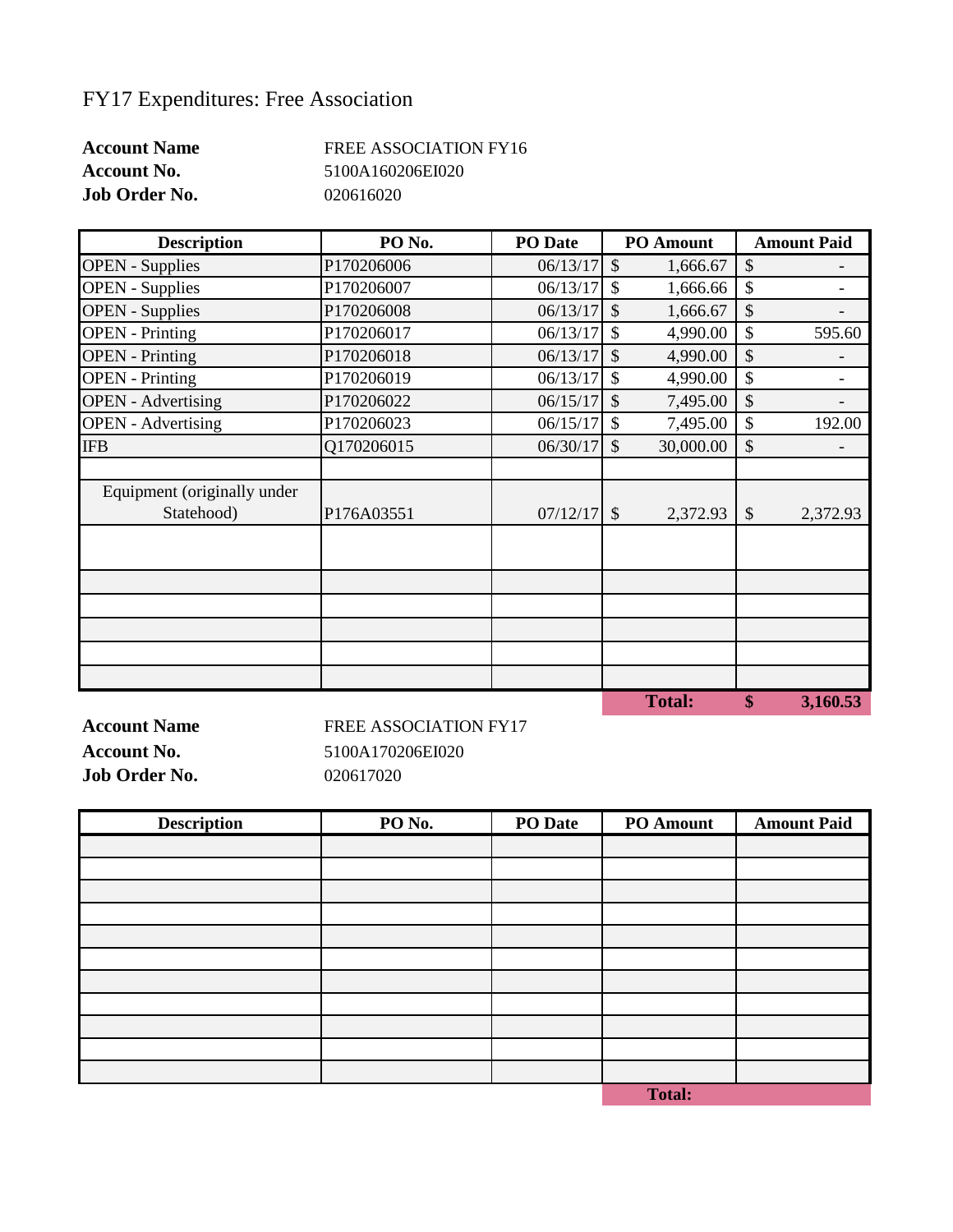# FY17 Expenditures: Free Association

**Account Name** FREE ASSOCIATION FY16
**Account No.** 5100A160206EI020
**Job Order No.** 020616020

| Description | PO No. | PO Date | PO Amount | Amount Paid |
|---|---|---|---|---|
| OPEN - Supplies | P170206006 | 06/13/17 | $ 1,666.67 | $ - |
| OPEN - Supplies | P170206007 | 06/13/17 | $ 1,666.66 | $ - |
| OPEN - Supplies | P170206008 | 06/13/17 | $ 1,666.67 | $ - |
| OPEN - Printing | P170206017 | 06/13/17 | $ 4,990.00 | $ 595.60 |
| OPEN - Printing | P170206018 | 06/13/17 | $ 4,990.00 | $ - |
| OPEN - Printing | P170206019 | 06/13/17 | $ 4,990.00 | $ - |
| OPEN - Advertising | P170206022 | 06/15/17 | $ 7,495.00 | $ - |
| OPEN - Advertising | P170206023 | 06/15/17 | $ 7,495.00 | $ 192.00 |
| IFB | Q170206015 | 06/30/17 | $ 30,000.00 | $ - |
| | | | | |
| Equipment (originally under Statehood) | P176A03551 | 07/12/17 | $ 2,372.93 | $ 2,372.93 |
| | | | | |
| | | | | |
| | | | | |
| | | | | |
| | | | | |
| | | | | |
| | | | **Total:** | **$ 3,160.53** |

**Account Name** FREE ASSOCIATION FY17
**Account No.** 5100A170206EI020
**Job Order No.** 020617020

| Description | PO No. | PO Date | PO Amount | Amount Paid |
|---|---|---|---|---|
| | | | | |
| | | | | |
| | | | | |
| | | | | |
| | | | | |
| | | | | |
| | | | | |
| | | | | |
| | | | | |
| | | | | |
| | | | | |
| | | | **Total:** | |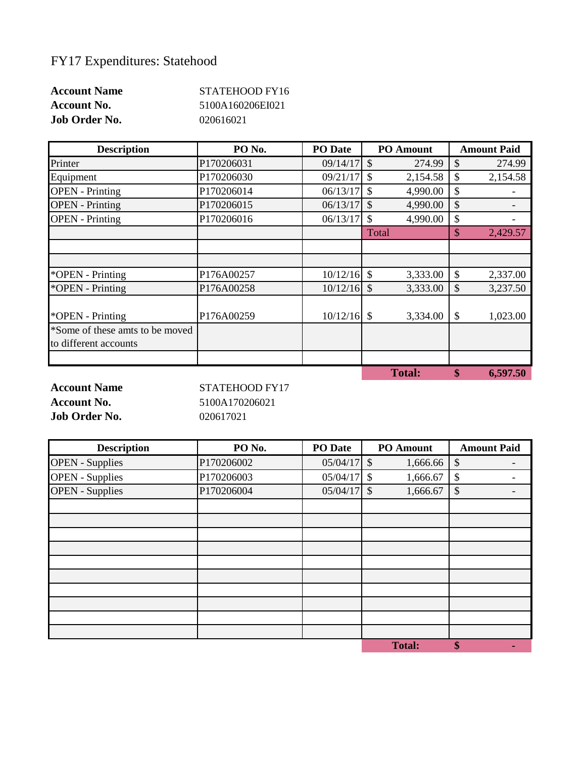# FY17 Expenditures: Statehood

**Account Name** STATEHOOD FY16
**Account No.** 5100A160206EI021
**Job Order No.** 020616021

| Description | PO No. | PO Date | PO Amount | Amount Paid |
|---|---|---|---|---|
| Printer | P170206031 | 09/14/17 | $ 274.99 | $ 274.99 |
| Equipment | P170206030 | 09/21/17 | $ 2,154.58 | $ 2,154.58 |
| OPEN - Printing | P170206014 | 06/13/17 | $ 4,990.00 | $ - |
| OPEN - Printing | P170206015 | 06/13/17 | $ 4,990.00 | $ - |
| OPEN - Printing | P170206016 | 06/13/17 | $ 4,990.00 | $ - |
| | | | Total | $ 2,429.57 |
| | | | | |
| | | | | |
| *OPEN - Printing | P176A00257 | 10/12/16 | $ 3,333.00 | $ 2,337.00 |
| *OPEN - Printing | P176A00258 | 10/12/16 | $ 3,333.00 | $ 3,237.50 |
| *OPEN - Printing | P176A00259 | 10/12/16 | $ 3,334.00 | $ 1,023.00 |
| *Some of these amts to be moved to different accounts | | | | |
| | | | | |
| | | | **Total:** | **$ 6,597.50** |

**Account Name** STATEHOOD FY17
**Account No.** 5100A170206021
**Job Order No.** 020617021

| Description | PO No. | PO Date | PO Amount | Amount Paid |
|---|---|---|---|---|
| OPEN - Supplies | P170206002 | 05/04/17 | $ 1,666.66 | $ - |
| OPEN - Supplies | P170206003 | 05/04/17 | $ 1,666.67 | $ - |
| OPEN - Supplies | P170206004 | 05/04/17 | $ 1,666.67 | $ - |
| | | | | |
| | | | | |
| | | | | |
| | | | | |
| | | | | |
| | | | | |
| | | | | |
| | | | | |
| | | | | |
| | | | | |
| | | | **Total:** | **$ -** |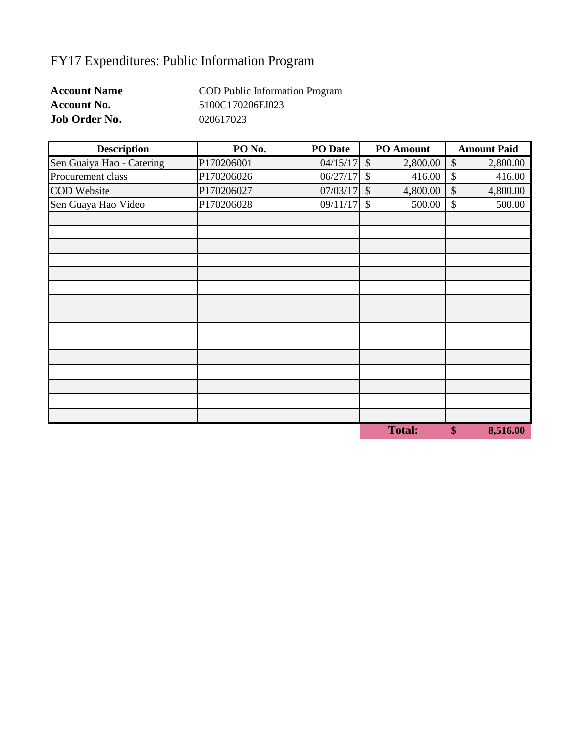# FY17 Expenditures: Public Information Program

**Account Name** COD Public Information Program
**Account No.** 5100C170206EI023
**Job Order No.** 020617023

| Description | PO No. | PO Date | PO Amount | Amount Paid |
|---|---|---|---|---|
| Sen Guaiya Hao - Catering | P170206001 | 04/15/17 | $ 2,800.00 | $ 2,800.00 |
| Procurement class | P170206026 | 06/27/17 | $ 416.00 | $ 416.00 |
| COD Website | P170206027 | 07/03/17 | $ 4,800.00 | $ 4,800.00 |
| Sen Guaya Hao Video | P170206028 | 09/11/17 | $ 500.00 | $ 500.00 |
| | | | | |
| | | | | |
| | | | | |
| | | | | |
| | | | | |
| | | | | |
| | | | | |
| | | | | |
| | | | | |
| | | | | |
| | | | | |
| | | | | |
| | | | | |
| | | | **Total:** | **$ 8,516.00** |